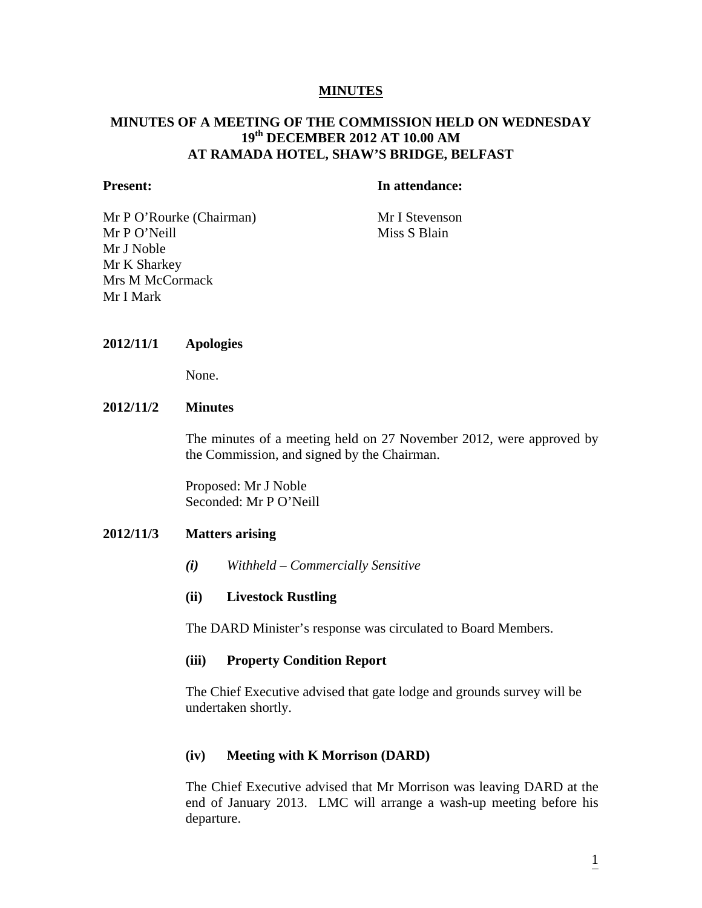# MINUTES

## MINUTES OF A MEETING OF THE COMMISSION HELD ON WEDNESDAY 19th DECEMBER 2012 AT 10.00 AM AT RAMADA HOTEL, SHAW'S BRIDGE, BELFAST

**Present:**

Mr P O'Rourke (Chairman)
Mr P O'Neill
Mr J Noble
Mr K Sharkey
Mrs M McCormack
Mr I Mark

**In attendance:**

Mr I Stevenson
Miss S Blain

**2012/11/1 Apologies**

None.

**2012/11/2 Minutes**

The minutes of a meeting held on 27 November 2012, were approved by the Commission, and signed by the Chairman.

Proposed: Mr J Noble
Seconded: Mr P O'Neill

**2012/11/3 Matters arising**

***(i) Withheld – Commercially Sensitive***

**(ii) Livestock Rustling**

The DARD Minister's response was circulated to Board Members.

**(iii) Property Condition Report**

The Chief Executive advised that gate lodge and grounds survey will be undertaken shortly.

**(iv) Meeting with K Morrison (DARD)**

The Chief Executive advised that Mr Morrison was leaving DARD at the end of January 2013. LMC will arrange a wash-up meeting before his departure.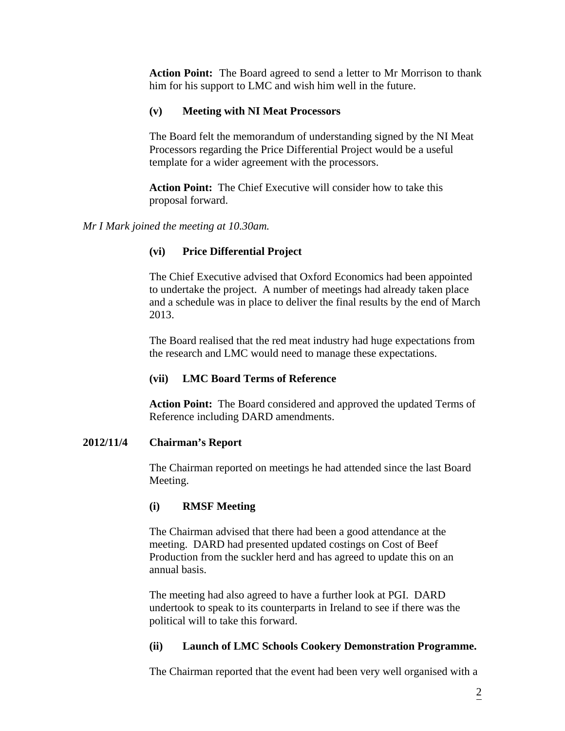**Action Point:** The Board agreed to send a letter to Mr Morrison to thank him for his support to LMC and wish him well in the future.

**(v) Meeting with NI Meat Processors**

The Board felt the memorandum of understanding signed by the NI Meat Processors regarding the Price Differential Project would be a useful template for a wider agreement with the processors.

**Action Point:** The Chief Executive will consider how to take this proposal forward.

*Mr I Mark joined the meeting at 10.30am.*

**(vi) Price Differential Project**

The Chief Executive advised that Oxford Economics had been appointed to undertake the project. A number of meetings had already taken place and a schedule was in place to deliver the final results by the end of March 2013.

The Board realised that the red meat industry had huge expectations from the research and LMC would need to manage these expectations.

**(vii) LMC Board Terms of Reference**

**Action Point:** The Board considered and approved the updated Terms of Reference including DARD amendments.

**2012/11/4 Chairman's Report**

The Chairman reported on meetings he had attended since the last Board Meeting.

**(i) RMSF Meeting**

The Chairman advised that there had been a good attendance at the meeting. DARD had presented updated costings on Cost of Beef Production from the suckler herd and has agreed to update this on an annual basis.

The meeting had also agreed to have a further look at PGI. DARD undertook to speak to its counterparts in Ireland to see if there was the political will to take this forward.

**(ii) Launch of LMC Schools Cookery Demonstration Programme.**

The Chairman reported that the event had been very well organised with a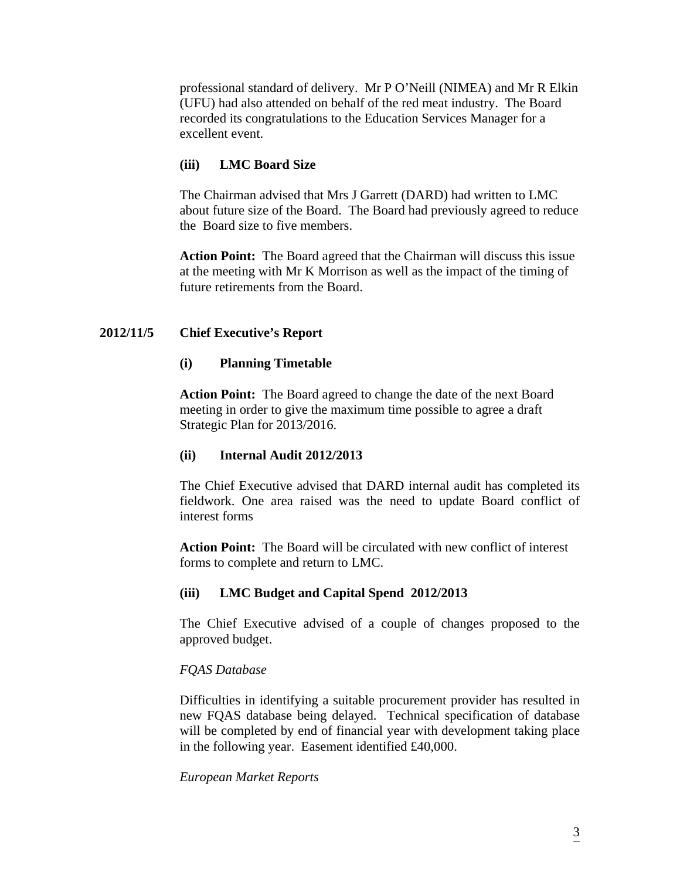professional standard of delivery. Mr P O'Neill (NIMEA) and Mr R Elkin (UFU) had also attended on behalf of the red meat industry. The Board recorded its congratulations to the Education Services Manager for a excellent event.

**(iii) LMC Board Size**

The Chairman advised that Mrs J Garrett (DARD) had written to LMC about future size of the Board. The Board had previously agreed to reduce the Board size to five members.

**Action Point:** The Board agreed that the Chairman will discuss this issue at the meeting with Mr K Morrison as well as the impact of the timing of future retirements from the Board.

## 2012/11/5 Chief Executive's Report

**(i) Planning Timetable**

**Action Point:** The Board agreed to change the date of the next Board meeting in order to give the maximum time possible to agree a draft Strategic Plan for 2013/2016.

**(ii) Internal Audit 2012/2013**

The Chief Executive advised that DARD internal audit has completed its fieldwork. One area raised was the need to update Board conflict of interest forms

**Action Point:** The Board will be circulated with new conflict of interest forms to complete and return to LMC.

**(iii) LMC Budget and Capital Spend 2012/2013**

The Chief Executive advised of a couple of changes proposed to the approved budget.

*FQAS Database*

Difficulties in identifying a suitable procurement provider has resulted in new FQAS database being delayed. Technical specification of database will be completed by end of financial year with development taking place in the following year. Easement identified £40,000.

*European Market Reports*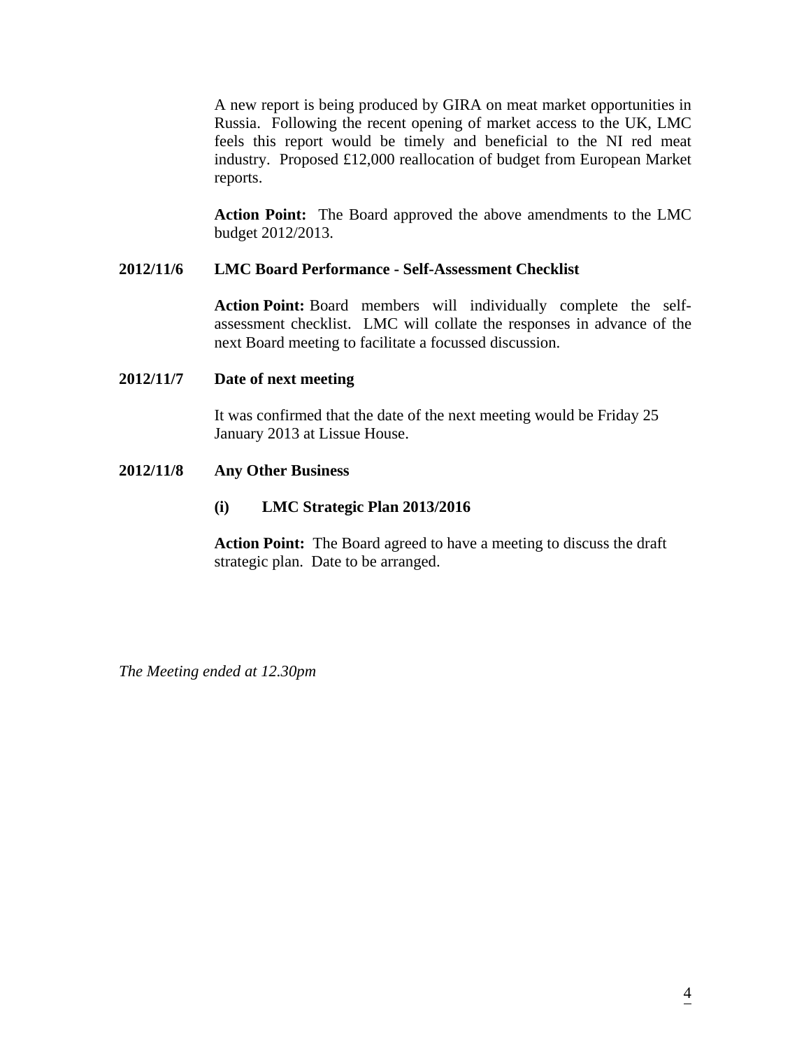A new report is being produced by GIRA on meat market opportunities in Russia. Following the recent opening of market access to the UK, LMC feels this report would be timely and beneficial to the NI red meat industry. Proposed £12,000 reallocation of budget from European Market reports.

**Action Point:** The Board approved the above amendments to the LMC budget 2012/2013.

**2012/11/6 LMC Board Performance - Self-Assessment Checklist**

**Action Point:** Board members will individually complete the self-assessment checklist. LMC will collate the responses in advance of the next Board meeting to facilitate a focussed discussion.

**2012/11/7 Date of next meeting**

It was confirmed that the date of the next meeting would be Friday 25 January 2013 at Lissue House.

**2012/11/8 Any Other Business**

**(i) LMC Strategic Plan 2013/2016**

**Action Point:** The Board agreed to have a meeting to discuss the draft strategic plan. Date to be arranged.

*The Meeting ended at 12.30pm*